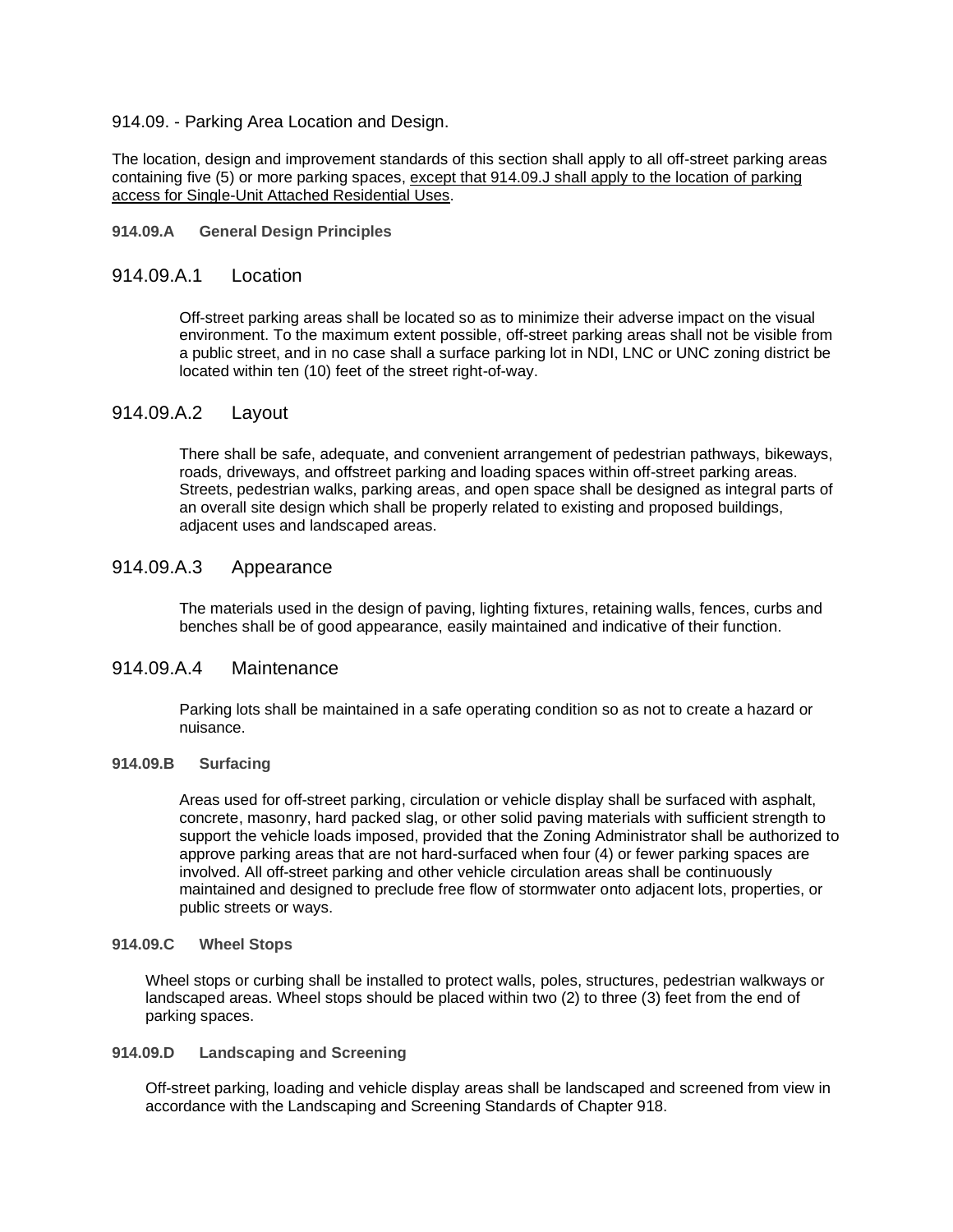# 914.09. - Parking Area Location and Design.

The location, design and improvement standards of this section shall apply to all off-street parking areas containing five (5) or more parking spaces, <u>except that 914.09.J shall apply to the location of parking access for Single-Unit Attached Residential Uses</u>.

## 914.09.A General Design Principles

### 914.09.A.1 Location

Off-street parking areas shall be located so as to minimize their adverse impact on the visual environment. To the maximum extent possible, off-street parking areas shall not be visible from a public street, and in no case shall a surface parking lot in NDI, LNC or UNC zoning district be located within ten (10) feet of the street right-of-way.

### 914.09.A.2 Layout

There shall be safe, adequate, and convenient arrangement of pedestrian pathways, bikeways, roads, driveways, and offstreet parking and loading spaces within off-street parking areas. Streets, pedestrian walks, parking areas, and open space shall be designed as integral parts of an overall site design which shall be properly related to existing and proposed buildings, adjacent uses and landscaped areas.

### 914.09.A.3 Appearance

The materials used in the design of paving, lighting fixtures, retaining walls, fences, curbs and benches shall be of good appearance, easily maintained and indicative of their function.

### 914.09.A.4 Maintenance

Parking lots shall be maintained in a safe operating condition so as not to create a hazard or nuisance.

## 914.09.B Surfacing

Areas used for off-street parking, circulation or vehicle display shall be surfaced with asphalt, concrete, masonry, hard packed slag, or other solid paving materials with sufficient strength to support the vehicle loads imposed, provided that the Zoning Administrator shall be authorized to approve parking areas that are not hard-surfaced when four (4) or fewer parking spaces are involved. All off-street parking and other vehicle circulation areas shall be continuously maintained and designed to preclude free flow of stormwater onto adjacent lots, properties, or public streets or ways.

## 914.09.C Wheel Stops

Wheel stops or curbing shall be installed to protect walls, poles, structures, pedestrian walkways or landscaped areas. Wheel stops should be placed within two (2) to three (3) feet from the end of parking spaces.

## 914.09.D Landscaping and Screening

Off-street parking, loading and vehicle display areas shall be landscaped and screened from view in accordance with the Landscaping and Screening Standards of Chapter 918.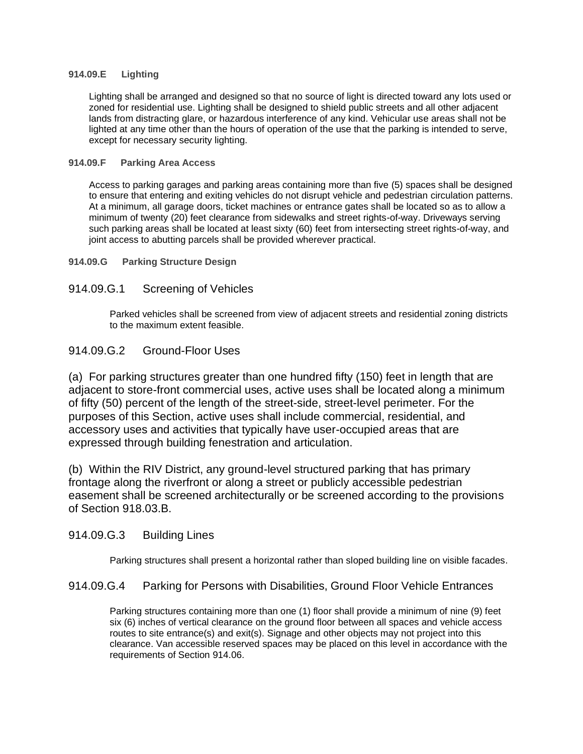### 914.09.E Lighting

Lighting shall be arranged and designed so that no source of light is directed toward any lots used or zoned for residential use. Lighting shall be designed to shield public streets and all other adjacent lands from distracting glare, or hazardous interference of any kind. Vehicular use areas shall not be lighted at any time other than the hours of operation of the use that the parking is intended to serve, except for necessary security lighting.

### 914.09.F Parking Area Access

Access to parking garages and parking areas containing more than five (5) spaces shall be designed to ensure that entering and exiting vehicles do not disrupt vehicle and pedestrian circulation patterns. At a minimum, all garage doors, ticket machines or entrance gates shall be located so as to allow a minimum of twenty (20) feet clearance from sidewalks and street rights-of-way. Driveways serving such parking areas shall be located at least sixty (60) feet from intersecting street rights-of-way, and joint access to abutting parcels shall be provided wherever practical.

### 914.09.G Parking Structure Design

#### 914.09.G.1 Screening of Vehicles

Parked vehicles shall be screened from view of adjacent streets and residential zoning districts to the maximum extent feasible.

#### 914.09.G.2 Ground-Floor Uses

(a) For parking structures greater than one hundred fifty (150) feet in length that are adjacent to store-front commercial uses, active uses shall be located along a minimum of fifty (50) percent of the length of the street-side, street-level perimeter. For the purposes of this Section, active uses shall include commercial, residential, and accessory uses and activities that typically have user-occupied areas that are expressed through building fenestration and articulation.

(b) Within the RIV District, any ground-level structured parking that has primary frontage along the riverfront or along a street or publicly accessible pedestrian easement shall be screened architecturally or be screened according to the provisions of Section 918.03.B.

#### 914.09.G.3 Building Lines

Parking structures shall present a horizontal rather than sloped building line on visible facades.

#### 914.09.G.4 Parking for Persons with Disabilities, Ground Floor Vehicle Entrances

Parking structures containing more than one (1) floor shall provide a minimum of nine (9) feet six (6) inches of vertical clearance on the ground floor between all spaces and vehicle access routes to site entrance(s) and exit(s). Signage and other objects may not project into this clearance. Van accessible reserved spaces may be placed on this level in accordance with the requirements of Section 914.06.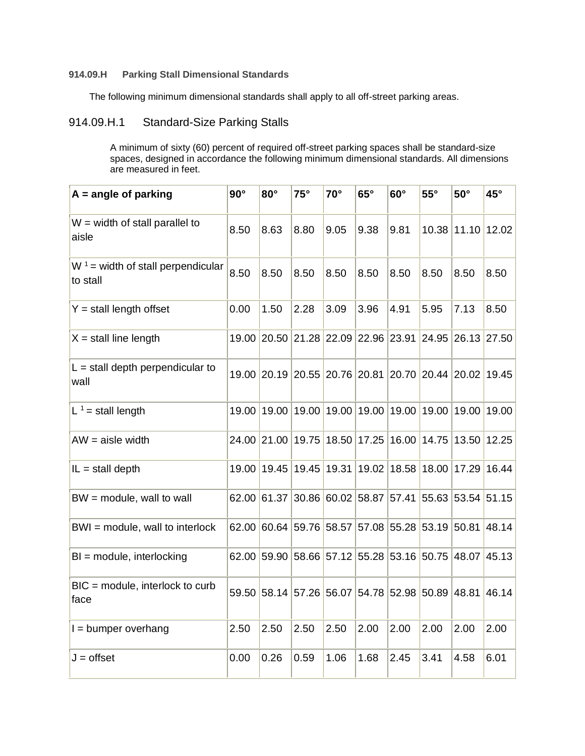### 914.09.H Parking Stall Dimensional Standards

The following minimum dimensional standards shall apply to all off-street parking areas.

## 914.09.H.1 Standard-Size Parking Stalls

A minimum of sixty (60) percent of required off-street parking spaces shall be standard-size spaces, designed in accordance the following minimum dimensional standards. All dimensions are measured in feet.

| **A = angle of parking** | **90°** | **80°** | **75°** | **70°** | **65°** | **60°** | **55°** | **50°** | **45°** |
|---|---|---|---|---|---|---|---|---|---|
| W = width of stall parallel to aisle | 8.50 | 8.63 | 8.80 | 9.05 | 9.38 | 9.81 | 10.38 | 11.10 | 12.02 |
| $W^1$ = width of stall perpendicular to stall | 8.50 | 8.50 | 8.50 | 8.50 | 8.50 | 8.50 | 8.50 | 8.50 | 8.50 |
| Y = stall length offset | 0.00 | 1.50 | 2.28 | 3.09 | 3.96 | 4.91 | 5.95 | 7.13 | 8.50 |
| X = stall line length | 19.00 | 20.50 | 21.28 | 22.09 | 22.96 | 23.91 | 24.95 | 26.13 | 27.50 |
| L = stall depth perpendicular to wall | 19.00 | 20.19 | 20.55 | 20.76 | 20.81 | 20.70 | 20.44 | 20.02 | 19.45 |
| $L^1$ = stall length | 19.00 | 19.00 | 19.00 | 19.00 | 19.00 | 19.00 | 19.00 | 19.00 | 19.00 |
| AW = aisle width | 24.00 | 21.00 | 19.75 | 18.50 | 17.25 | 16.00 | 14.75 | 13.50 | 12.25 |
| IL = stall depth | 19.00 | 19.45 | 19.45 | 19.31 | 19.02 | 18.58 | 18.00 | 17.29 | 16.44 |
| BW = module, wall to wall | 62.00 | 61.37 | 30.86 | 60.02 | 58.87 | 57.41 | 55.63 | 53.54 | 51.15 |
| BWI = module, wall to interlock | 62.00 | 60.64 | 59.76 | 58.57 | 57.08 | 55.28 | 53.19 | 50.81 | 48.14 |
| BI = module, interlocking | 62.00 | 59.90 | 58.66 | 57.12 | 55.28 | 53.16 | 50.75 | 48.07 | 45.13 |
| BIC = module, interlock to curb face | 59.50 | 58.14 | 57.26 | 56.07 | 54.78 | 52.98 | 50.89 | 48.81 | 46.14 |
| I = bumper overhang | 2.50 | 2.50 | 2.50 | 2.50 | 2.00 | 2.00 | 2.00 | 2.00 | 2.00 |
| J = offset | 0.00 | 0.26 | 0.59 | 1.06 | 1.68 | 2.45 | 3.41 | 4.58 | 6.01 |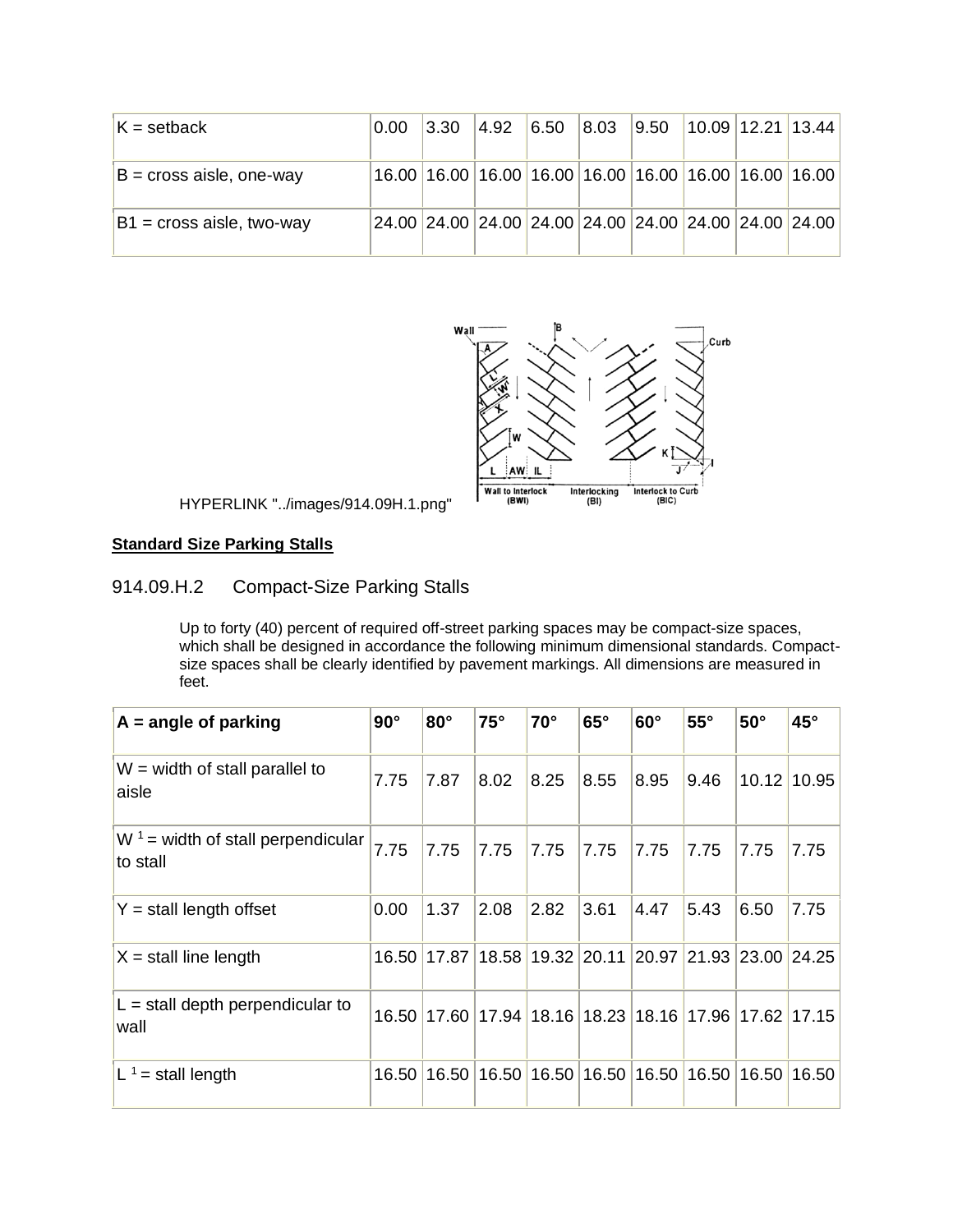| K = setback | 0.00 | 3.30 | 4.92 | 6.50 | 8.03 | 9.50 | 10.09 | 12.21 | 13.44 |
|---|---|---|---|---|---|---|---|---|---|
| B = cross aisle, one-way | 16.00 | 16.00 | 16.00 | 16.00 | 16.00 | 16.00 | 16.00 | 16.00 | 16.00 |
| B1 = cross aisle, two-way | 24.00 | 24.00 | 24.00 | 24.00 | 24.00 | 24.00 | 24.00 | 24.00 | 24.00 |

HYPERLINK "../images/914.09H.1.png"

**Standard Size Parking Stalls**

## 914.09.H.2 Compact-Size Parking Stalls

Up to forty (40) percent of required off-street parking spaces may be compact-size spaces, which shall be designed in accordance the following minimum dimensional standards. Compact-size spaces shall be clearly identified by pavement markings. All dimensions are measured in feet.

| **A = angle of parking** | **90°** | **80°** | **75°** | **70°** | **65°** | **60°** | **55°** | **50°** | **45°** |
|---|---|---|---|---|---|---|---|---|---|
| W = width of stall parallel to aisle | 7.75 | 7.87 | 8.02 | 8.25 | 8.55 | 8.95 | 9.46 | 10.12 | 10.95 |
| $W^1$ = width of stall perpendicular to stall | 7.75 | 7.75 | 7.75 | 7.75 | 7.75 | 7.75 | 7.75 | 7.75 | 7.75 |
| Y = stall length offset | 0.00 | 1.37 | 2.08 | 2.82 | 3.61 | 4.47 | 5.43 | 6.50 | 7.75 |
| X = stall line length | 16.50 | 17.87 | 18.58 | 19.32 | 20.11 | 20.97 | 21.93 | 23.00 | 24.25 |
| L = stall depth perpendicular to wall | 16.50 | 17.60 | 17.94 | 18.16 | 18.23 | 18.16 | 17.96 | 17.62 | 17.15 |
| $L^1$ = stall length | 16.50 | 16.50 | 16.50 | 16.50 | 16.50 | 16.50 | 16.50 | 16.50 | 16.50 |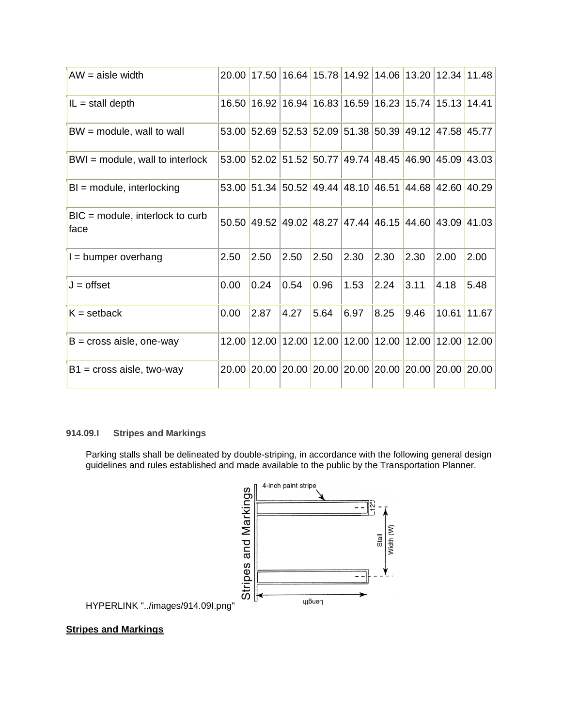| AW = aisle width | 20.00 | 17.50 | 16.64 | 15.78 | 14.92 | 14.06 | 13.20 | 12.34 | 11.48 |
|---|---|---|---|---|---|---|---|---|---|
| IL = stall depth | 16.50 | 16.92 | 16.94 | 16.83 | 16.59 | 16.23 | 15.74 | 15.13 | 14.41 |
| BW = module, wall to wall | 53.00 | 52.69 | 52.53 | 52.09 | 51.38 | 50.39 | 49.12 | 47.58 | 45.77 |
| BWI = module, wall to interlock | 53.00 | 52.02 | 51.52 | 50.77 | 49.74 | 48.45 | 46.90 | 45.09 | 43.03 |
| BI = module, interlocking | 53.00 | 51.34 | 50.52 | 49.44 | 48.10 | 46.51 | 44.68 | 42.60 | 40.29 |
| BIC = module, interlock to curb face | 50.50 | 49.52 | 49.02 | 48.27 | 47.44 | 46.15 | 44.60 | 43.09 | 41.03 |
| I = bumper overhang | 2.50 | 2.50 | 2.50 | 2.50 | 2.30 | 2.30 | 2.30 | 2.00 | 2.00 |
| J = offset | 0.00 | 0.24 | 0.54 | 0.96 | 1.53 | 2.24 | 3.11 | 4.18 | 5.48 |
| K = setback | 0.00 | 2.87 | 4.27 | 5.64 | 6.97 | 8.25 | 9.46 | 10.61 | 11.67 |
| B = cross aisle, one-way | 12.00 | 12.00 | 12.00 | 12.00 | 12.00 | 12.00 | 12.00 | 12.00 | 12.00 |
| B1 = cross aisle, two-way | 20.00 | 20.00 | 20.00 | 20.00 | 20.00 | 20.00 | 20.00 | 20.00 | 20.00 |

#### 914.09.I Stripes and Markings

Parking stalls shall be delineated by double-striping, in accordance with the following general design guidelines and rules established and made available to the public by the Transportation Planner.

HYPERLINK "../images/914.09I.png"

**Stripes and Markings**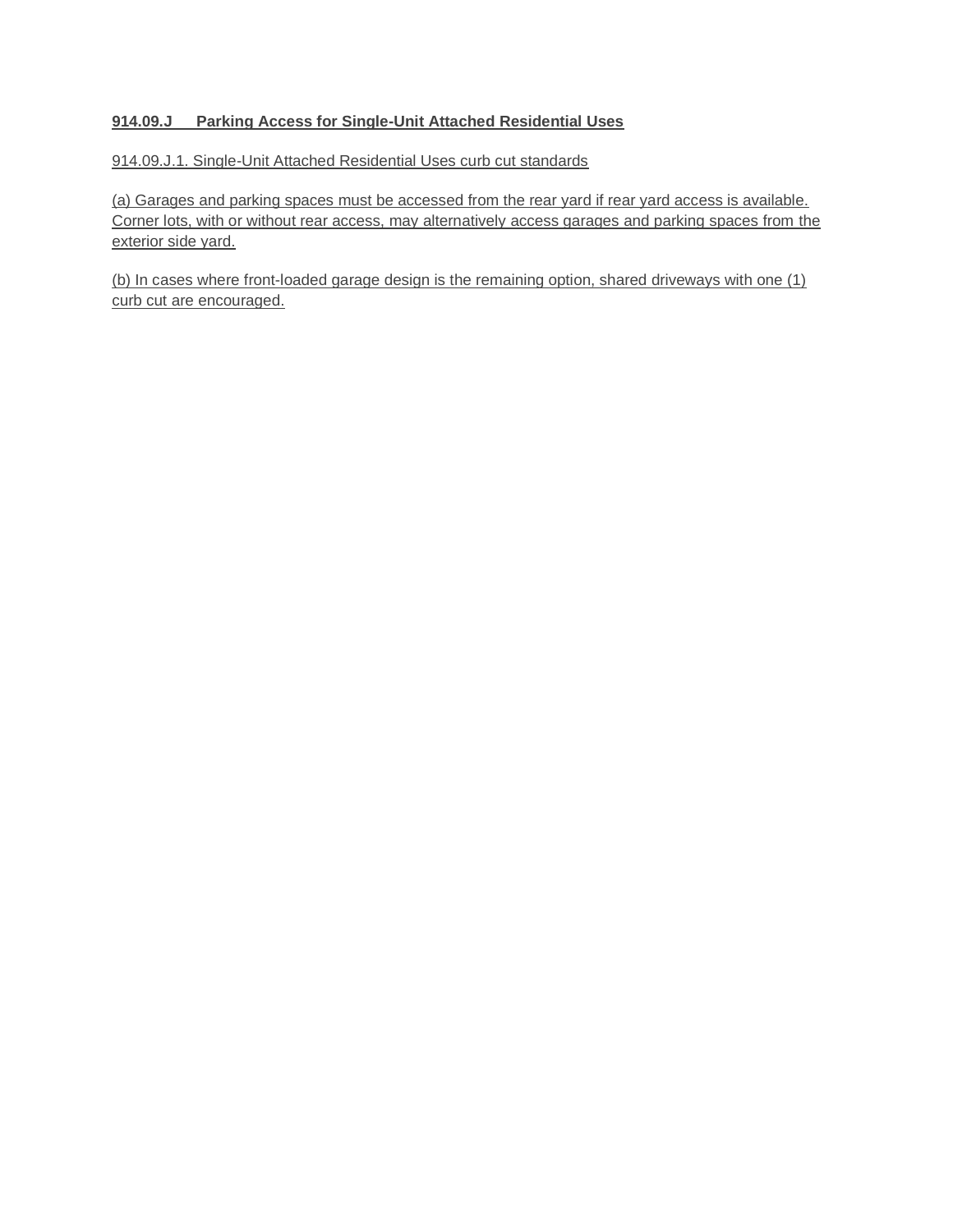**914.09.J Parking Access for Single-Unit Attached Residential Uses**

914.09.J.1. Single-Unit Attached Residential Uses curb cut standards

(a) Garages and parking spaces must be accessed from the rear yard if rear yard access is available. Corner lots, with or without rear access, may alternatively access garages and parking spaces from the exterior side yard.

(b) In cases where front-loaded garage design is the remaining option, shared driveways with one (1) curb cut are encouraged.